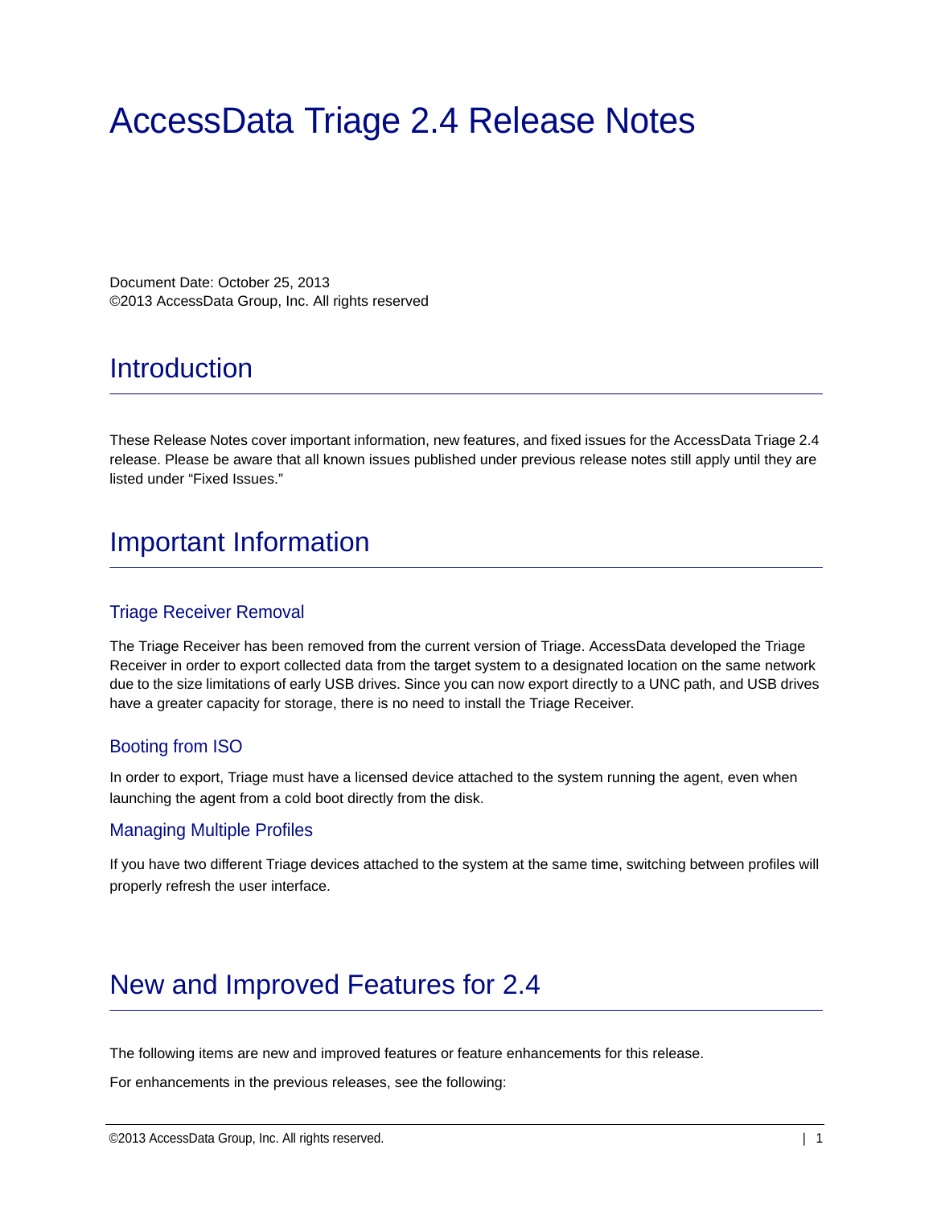# AccessData Triage 2.4 Release Notes

Document Date: October 25, 2013
©2013 AccessData Group, Inc. All rights reserved

## Introduction

These Release Notes cover important information, new features, and fixed issues for the AccessData Triage 2.4 release. Please be aware that all known issues published under previous release notes still apply until they are listed under "Fixed Issues."

## Important Information

### Triage Receiver Removal

The Triage Receiver has been removed from the current version of Triage. AccessData developed the Triage Receiver in order to export collected data from the target system to a designated location on the same network due to the size limitations of early USB drives. Since you can now export directly to a UNC path, and USB drives have a greater capacity for storage, there is no need to install the Triage Receiver.

### Booting from ISO

In order to export, Triage must have a licensed device attached to the system running the agent, even when launching the agent from a cold boot directly from the disk.

### Managing Multiple Profiles

If you have two different Triage devices attached to the system at the same time, switching between profiles will properly refresh the user interface.

## New and Improved Features for 2.4

The following items are new and improved features or feature enhancements for this release.

For enhancements in the previous releases, see the following: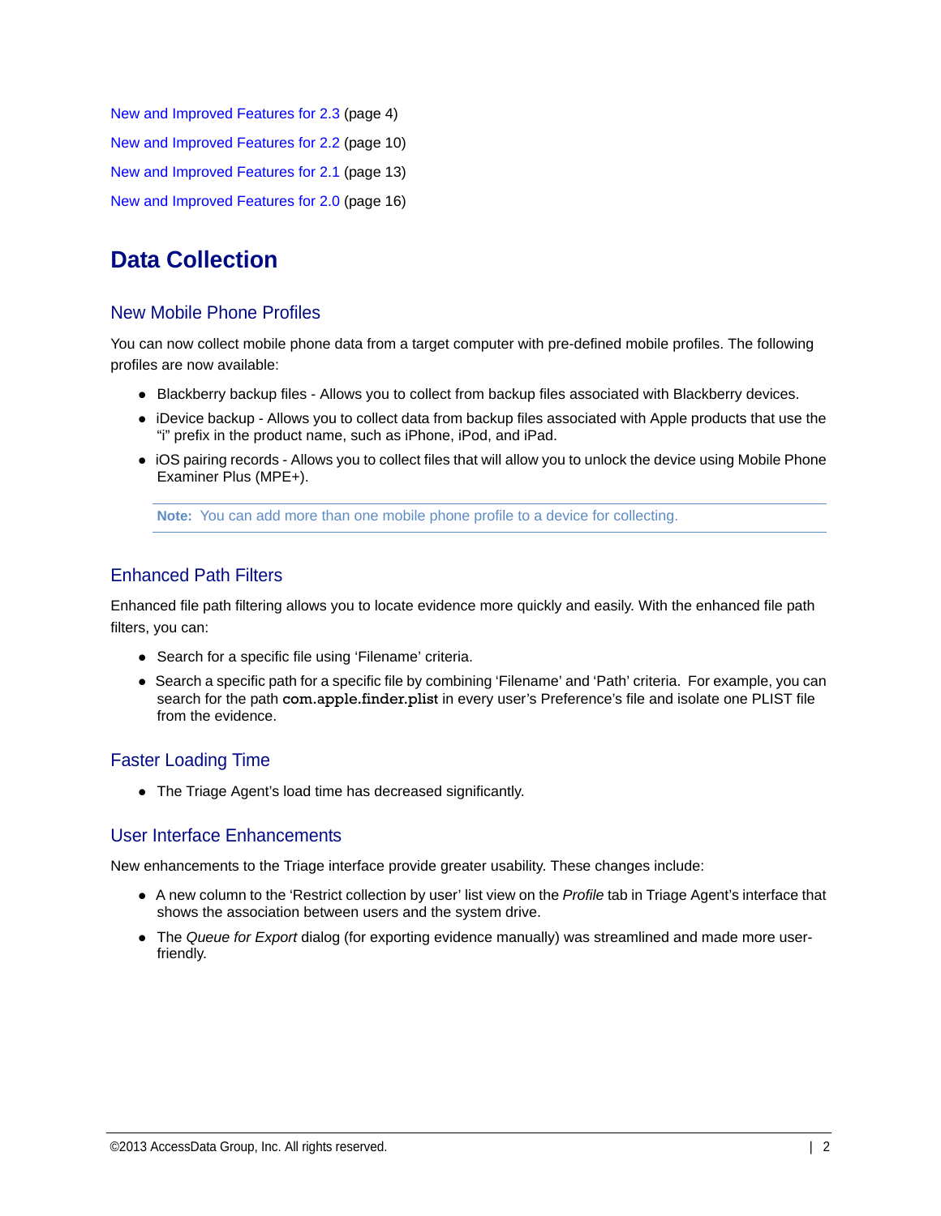New and Improved Features for 2.3 (page 4)

New and Improved Features for 2.2 (page 10)

New and Improved Features for 2.1 (page 13)

New and Improved Features for 2.0 (page 16)

# Data Collection

## New Mobile Phone Profiles

You can now collect mobile phone data from a target computer with pre-defined mobile profiles. The following profiles are now available:

- Blackberry backup files - Allows you to collect from backup files associated with Blackberry devices.
- iDevice backup - Allows you to collect data from backup files associated with Apple products that use the "i" prefix in the product name, such as iPhone, iPod, and iPad.
- iOS pairing records - Allows you to collect files that will allow you to unlock the device using Mobile Phone Examiner Plus (MPE+).

> **Note:** You can add more than one mobile phone profile to a device for collecting.

## Enhanced Path Filters

Enhanced file path filtering allows you to locate evidence more quickly and easily. With the enhanced file path filters, you can:

- Search for a specific file using 'Filename' criteria.
- Search a specific path for a specific file by combining 'Filename' and 'Path' criteria. For example, you can search for the path com.apple.finder.plist in every user's Preference's file and isolate one PLIST file from the evidence.

## Faster Loading Time

- The Triage Agent's load time has decreased significantly.

## User Interface Enhancements

New enhancements to the Triage interface provide greater usability. These changes include:

- A new column to the 'Restrict collection by user' list view on the *Profile* tab in Triage Agent's interface that shows the association between users and the system drive.
- The *Queue for Export* dialog (for exporting evidence manually) was streamlined and made more user-friendly.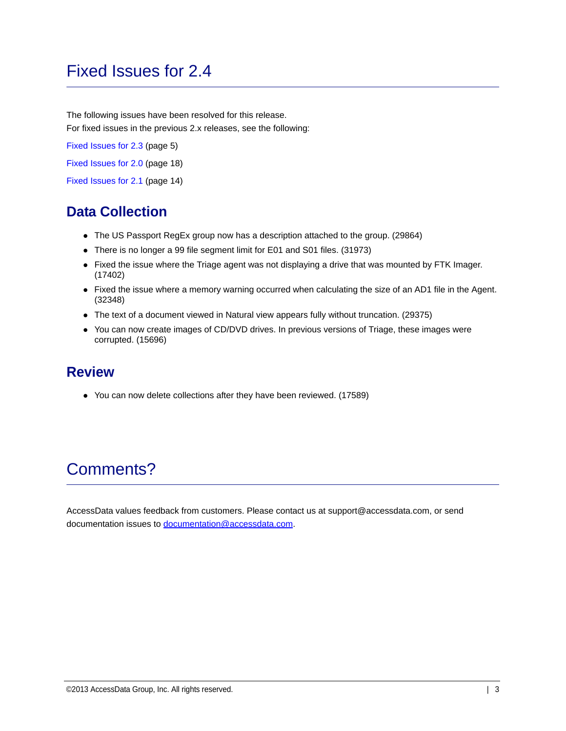# Fixed Issues for 2.4

The following issues have been resolved for this release.
For fixed issues in the previous 2.x releases, see the following:

Fixed Issues for 2.3 (page 5)

Fixed Issues for 2.0 (page 18)

Fixed Issues for 2.1 (page 14)

## Data Collection

- The US Passport RegEx group now has a description attached to the group. (29864)
- There is no longer a 99 file segment limit for E01 and S01 files. (31973)
- Fixed the issue where the Triage agent was not displaying a drive that was mounted by FTK Imager. (17402)
- Fixed the issue where a memory warning occurred when calculating the size of an AD1 file in the Agent. (32348)
- The text of a document viewed in Natural view appears fully without truncation. (29375)
- You can now create images of CD/DVD drives. In previous versions of Triage, these images were corrupted. (15696)

## Review

- You can now delete collections after they have been reviewed. (17589)

# Comments?

AccessData values feedback from customers. Please contact us at support@accessdata.com, or send documentation issues to documentation@accessdata.com.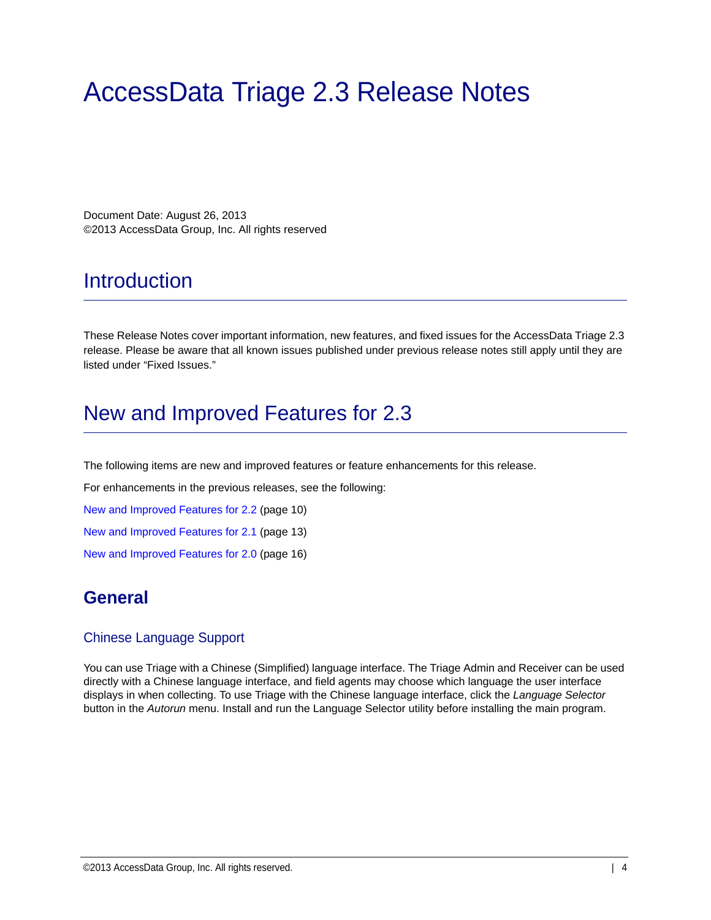# AccessData Triage 2.3 Release Notes

Document Date: August 26, 2013
©2013 AccessData Group, Inc. All rights reserved

## Introduction

These Release Notes cover important information, new features, and fixed issues for the AccessData Triage 2.3 release. Please be aware that all known issues published under previous release notes still apply until they are listed under "Fixed Issues."

## New and Improved Features for 2.3

The following items are new and improved features or feature enhancements for this release.

For enhancements in the previous releases, see the following:

New and Improved Features for 2.2 (page 10)

New and Improved Features for 2.1 (page 13)

New and Improved Features for 2.0 (page 16)

### General

#### Chinese Language Support

You can use Triage with a Chinese (Simplified) language interface. The Triage Admin and Receiver can be used directly with a Chinese language interface, and field agents may choose which language the user interface displays in when collecting. To use Triage with the Chinese language interface, click the *Language Selector* button in the *Autorun* menu. Install and run the Language Selector utility before installing the main program.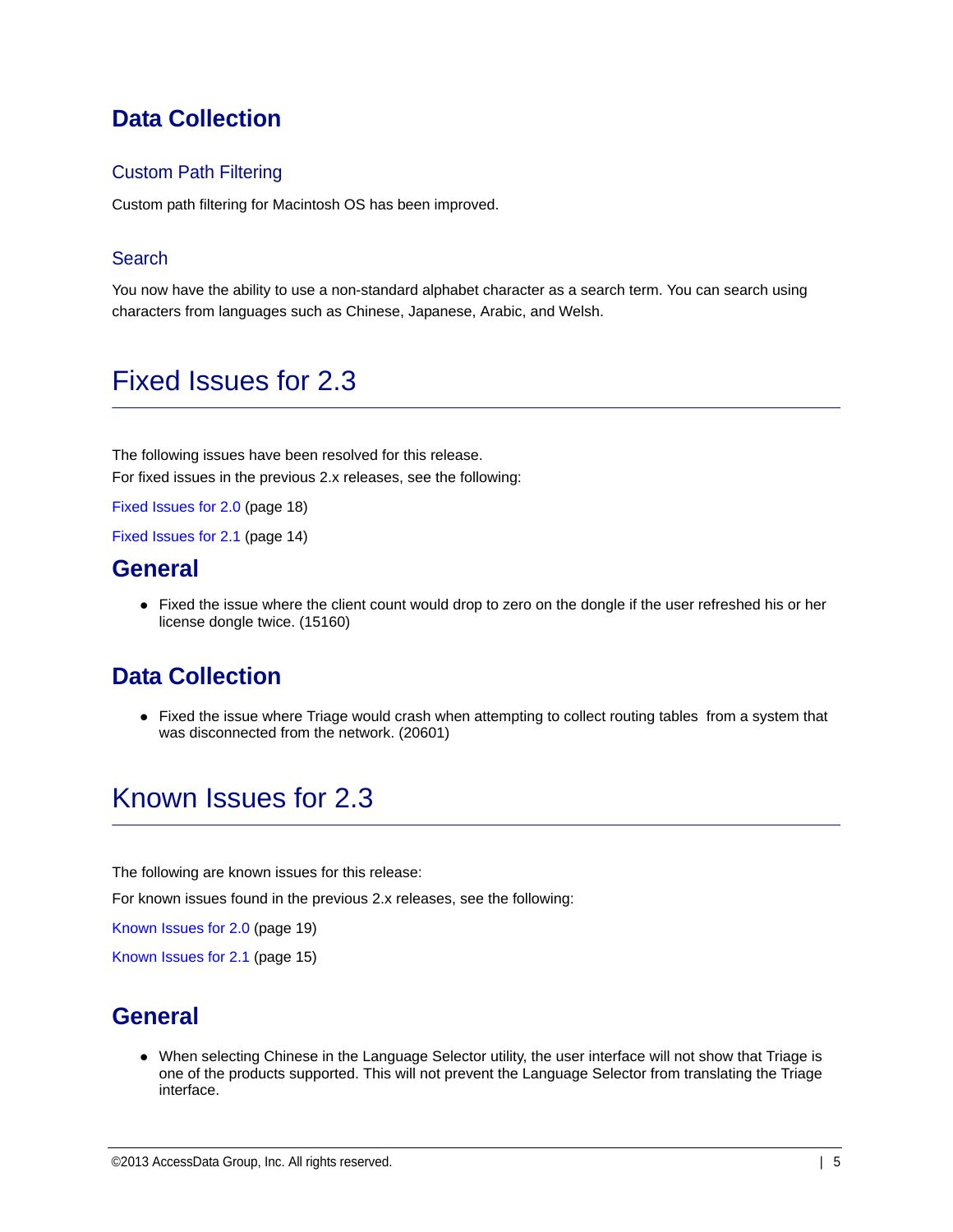## Data Collection

### Custom Path Filtering

Custom path filtering for Macintosh OS has been improved.

### Search

You now have the ability to use a non-standard alphabet character as a search term. You can search using characters from languages such as Chinese, Japanese, Arabic, and Welsh.

# Fixed Issues for 2.3

The following issues have been resolved for this release.
For fixed issues in the previous 2.x releases, see the following:

Fixed Issues for 2.0 (page 18)

Fixed Issues for 2.1 (page 14)

## General

- Fixed the issue where the client count would drop to zero on the dongle if the user refreshed his or her license dongle twice. (15160)

## Data Collection

- Fixed the issue where Triage would crash when attempting to collect routing tables from a system that was disconnected from the network. (20601)

# Known Issues for 2.3

The following are known issues for this release:

For known issues found in the previous 2.x releases, see the following:

Known Issues for 2.0 (page 19)

Known Issues for 2.1 (page 15)

## General

- When selecting Chinese in the Language Selector utility, the user interface will not show that Triage is one of the products supported. This will not prevent the Language Selector from translating the Triage interface.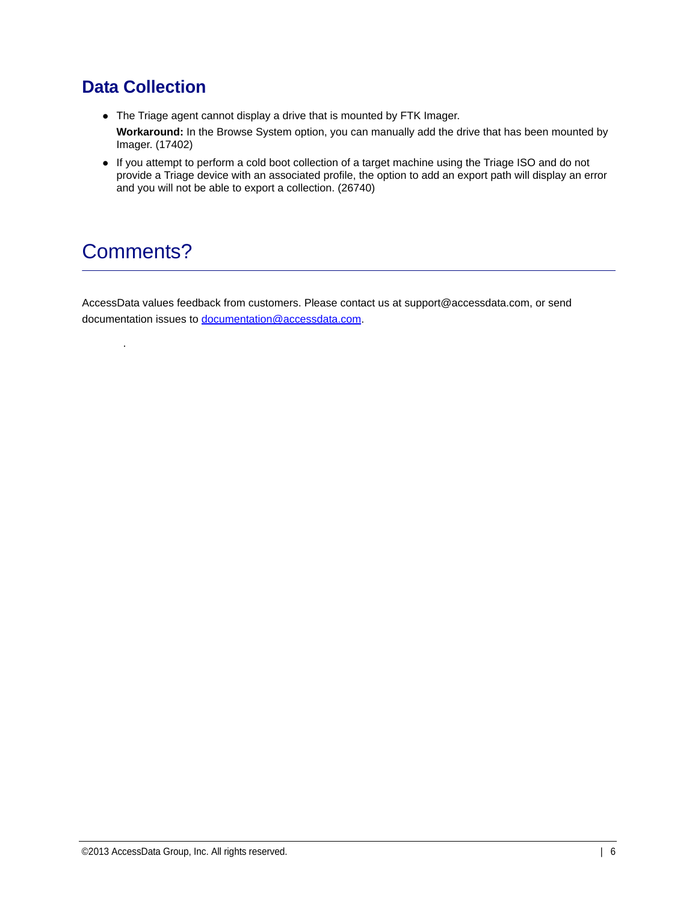## Data Collection

- The Triage agent cannot display a drive that is mounted by FTK Imager.

  **Workaround:** In the Browse System option, you can manually add the drive that has been mounted by Imager. (17402)

- If you attempt to perform a cold boot collection of a target machine using the Triage ISO and do not provide a Triage device with an associated profile, the option to add an export path will display an error and you will not be able to export a collection. (26740)

# Comments?

AccessData values feedback from customers. Please contact us at support@accessdata.com, or send documentation issues to [documentation@accessdata.com](mailto:documentation@accessdata.com).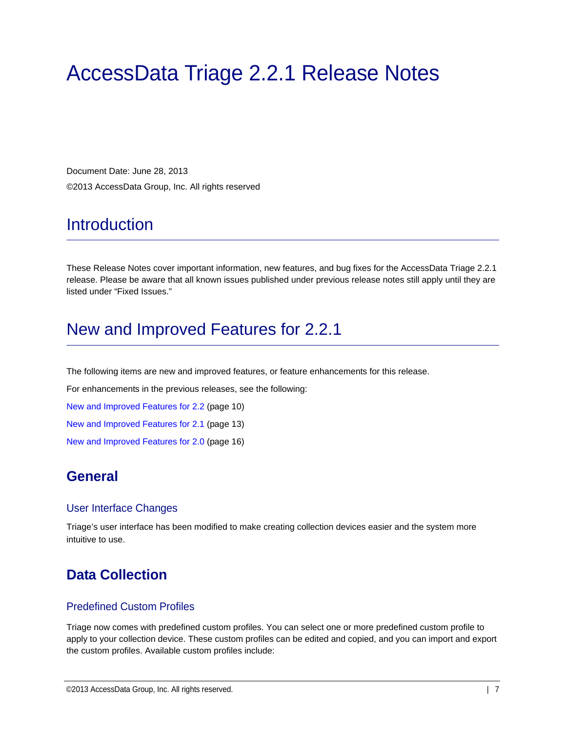# AccessData Triage 2.2.1 Release Notes

Document Date: June 28, 2013

©2013 AccessData Group, Inc. All rights reserved

## Introduction

These Release Notes cover important information, new features, and bug fixes for the AccessData Triage 2.2.1 release. Please be aware that all known issues published under previous release notes still apply until they are listed under “Fixed Issues.”

## New and Improved Features for 2.2.1

The following items are new and improved features, or feature enhancements for this release.

For enhancements in the previous releases, see the following:

New and Improved Features for 2.2 (page 10)

New and Improved Features for 2.1 (page 13)

New and Improved Features for 2.0 (page 16)

### General

#### User Interface Changes

Triage’s user interface has been modified to make creating collection devices easier and the system more intuitive to use.

### Data Collection

#### Predefined Custom Profiles

Triage now comes with predefined custom profiles. You can select one or more predefined custom profile to apply to your collection device. These custom profiles can be edited and copied, and you can import and export the custom profiles. Available custom profiles include: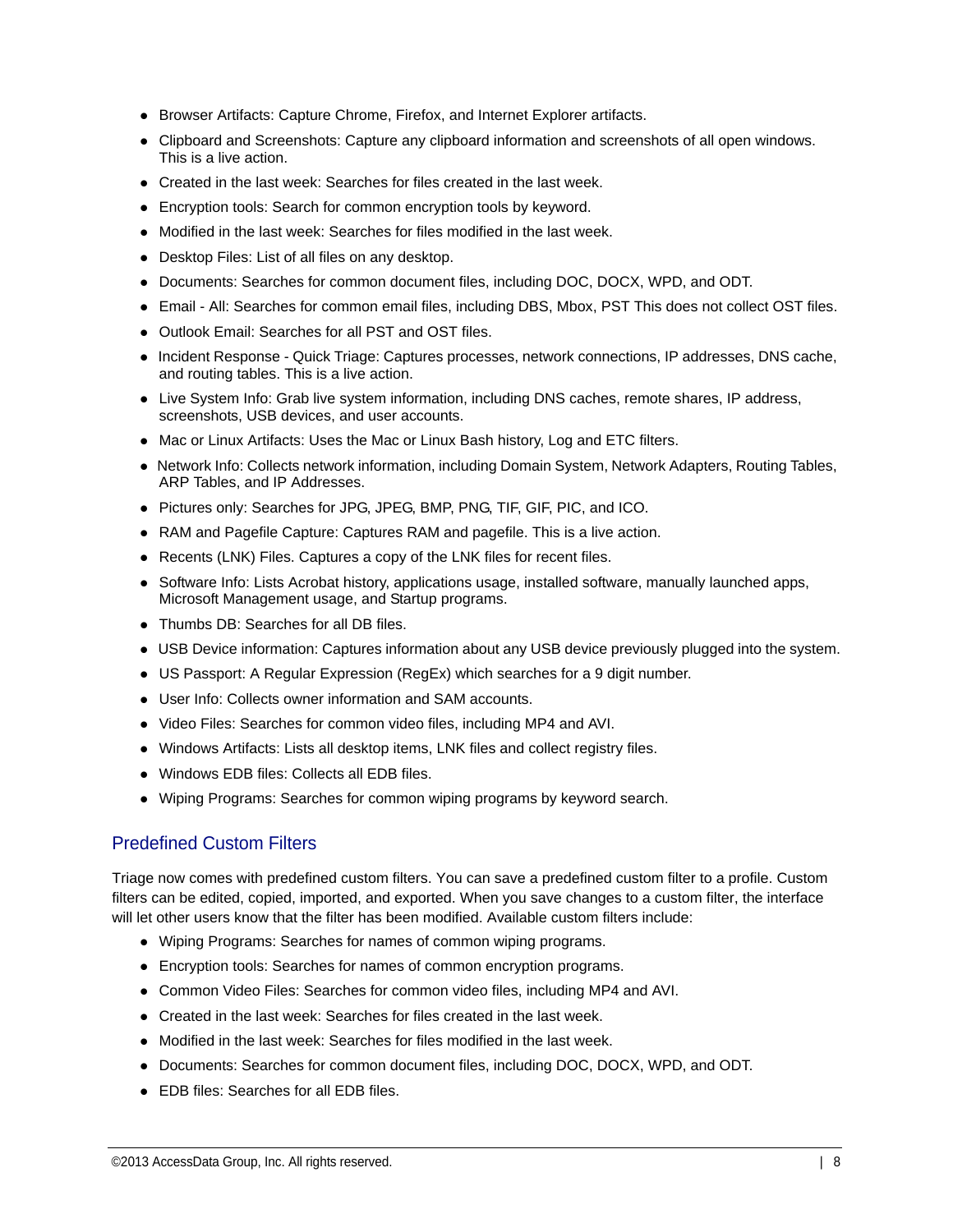- Browser Artifacts: Capture Chrome, Firefox, and Internet Explorer artifacts.
- Clipboard and Screenshots: Capture any clipboard information and screenshots of all open windows. This is a live action.
- Created in the last week: Searches for files created in the last week.
- Encryption tools: Search for common encryption tools by keyword.
- Modified in the last week: Searches for files modified in the last week.
- Desktop Files: List of all files on any desktop.
- Documents: Searches for common document files, including DOC, DOCX, WPD, and ODT.
- Email - All: Searches for common email files, including DBS, Mbox, PST This does not collect OST files.
- Outlook Email: Searches for all PST and OST files.
- Incident Response - Quick Triage: Captures processes, network connections, IP addresses, DNS cache, and routing tables. This is a live action.
- Live System Info: Grab live system information, including DNS caches, remote shares, IP address, screenshots, USB devices, and user accounts.
- Mac or Linux Artifacts: Uses the Mac or Linux Bash history, Log and ETC filters.
- Network Info: Collects network information, including Domain System, Network Adapters, Routing Tables, ARP Tables, and IP Addresses.
- Pictures only: Searches for JPG, JPEG, BMP, PNG, TIF, GIF, PIC, and ICO.
- RAM and Pagefile Capture: Captures RAM and pagefile. This is a live action.
- Recents (LNK) Files. Captures a copy of the LNK files for recent files.
- Software Info: Lists Acrobat history, applications usage, installed software, manually launched apps, Microsoft Management usage, and Startup programs.
- Thumbs DB: Searches for all DB files.
- USB Device information: Captures information about any USB device previously plugged into the system.
- US Passport: A Regular Expression (RegEx) which searches for a 9 digit number.
- User Info: Collects owner information and SAM accounts.
- Video Files: Searches for common video files, including MP4 and AVI.
- Windows Artifacts: Lists all desktop items, LNK files and collect registry files.
- Windows EDB files: Collects all EDB files.
- Wiping Programs: Searches for common wiping programs by keyword search.

## Predefined Custom Filters

Triage now comes with predefined custom filters. You can save a predefined custom filter to a profile. Custom filters can be edited, copied, imported, and exported. When you save changes to a custom filter, the interface will let other users know that the filter has been modified. Available custom filters include:

- Wiping Programs: Searches for names of common wiping programs.
- Encryption tools: Searches for names of common encryption programs.
- Common Video Files: Searches for common video files, including MP4 and AVI.
- Created in the last week: Searches for files created in the last week.
- Modified in the last week: Searches for files modified in the last week.
- Documents: Searches for common document files, including DOC, DOCX, WPD, and ODT.
- EDB files: Searches for all EDB files.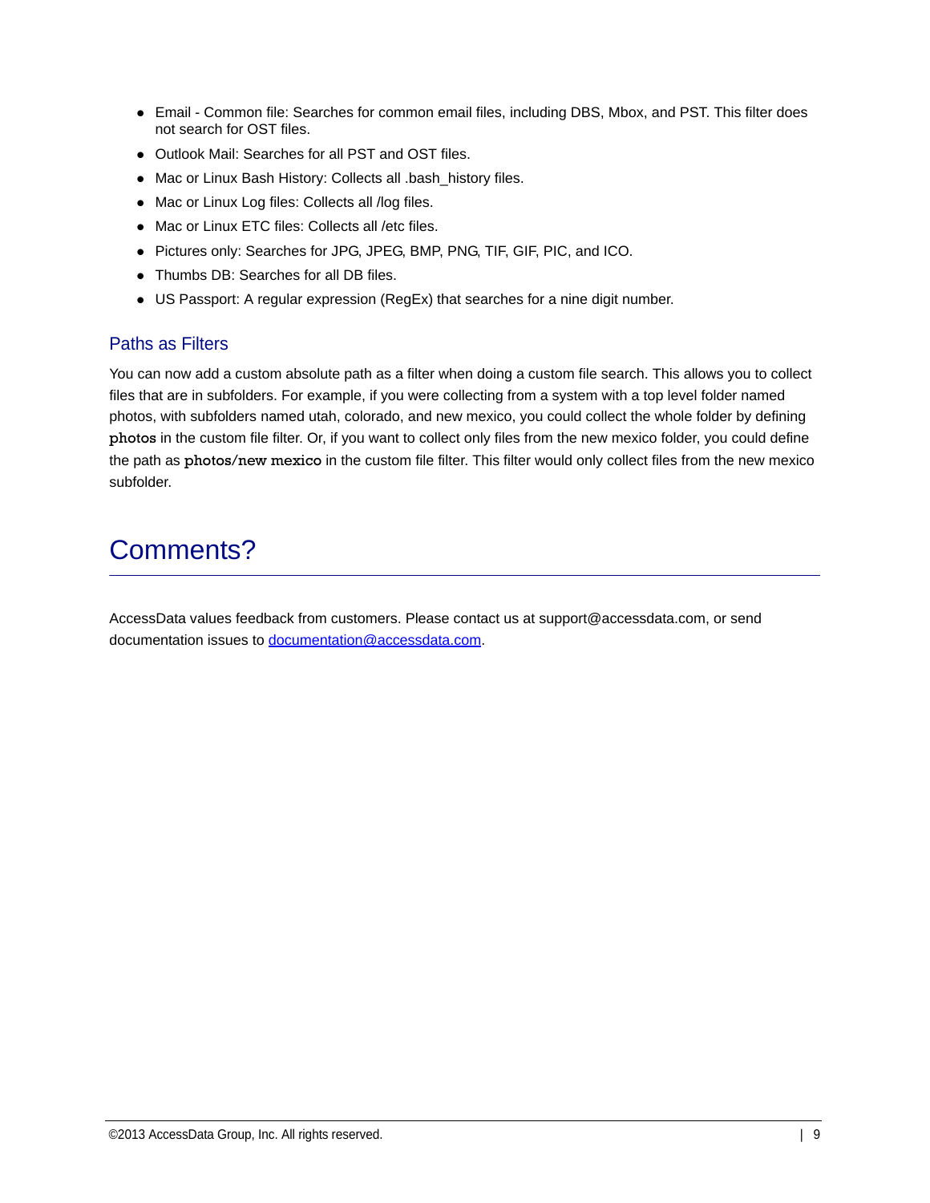- Email - Common file: Searches for common email files, including DBS, Mbox, and PST. This filter does not search for OST files.
- Outlook Mail: Searches for all PST and OST files.
- Mac or Linux Bash History: Collects all .bash_history files.
- Mac or Linux Log files: Collects all /log files.
- Mac or Linux ETC files: Collects all /etc files.
- Pictures only: Searches for JPG, JPEG, BMP, PNG, TIF, GIF, PIC, and ICO.
- Thumbs DB: Searches for all DB files.
- US Passport: A regular expression (RegEx) that searches for a nine digit number.

### Paths as Filters

You can now add a custom absolute path as a filter when doing a custom file search. This allows you to collect files that are in subfolders. For example, if you were collecting from a system with a top level folder named photos, with subfolders named utah, colorado, and new mexico, you could collect the whole folder by defining `photos` in the custom file filter. Or, if you want to collect only files from the new mexico folder, you could define the path as `photos/new mexico` in the custom file filter. This filter would only collect files from the new mexico subfolder.

# Comments?

AccessData values feedback from customers. Please contact us at support@accessdata.com, or send documentation issues to documentation@accessdata.com.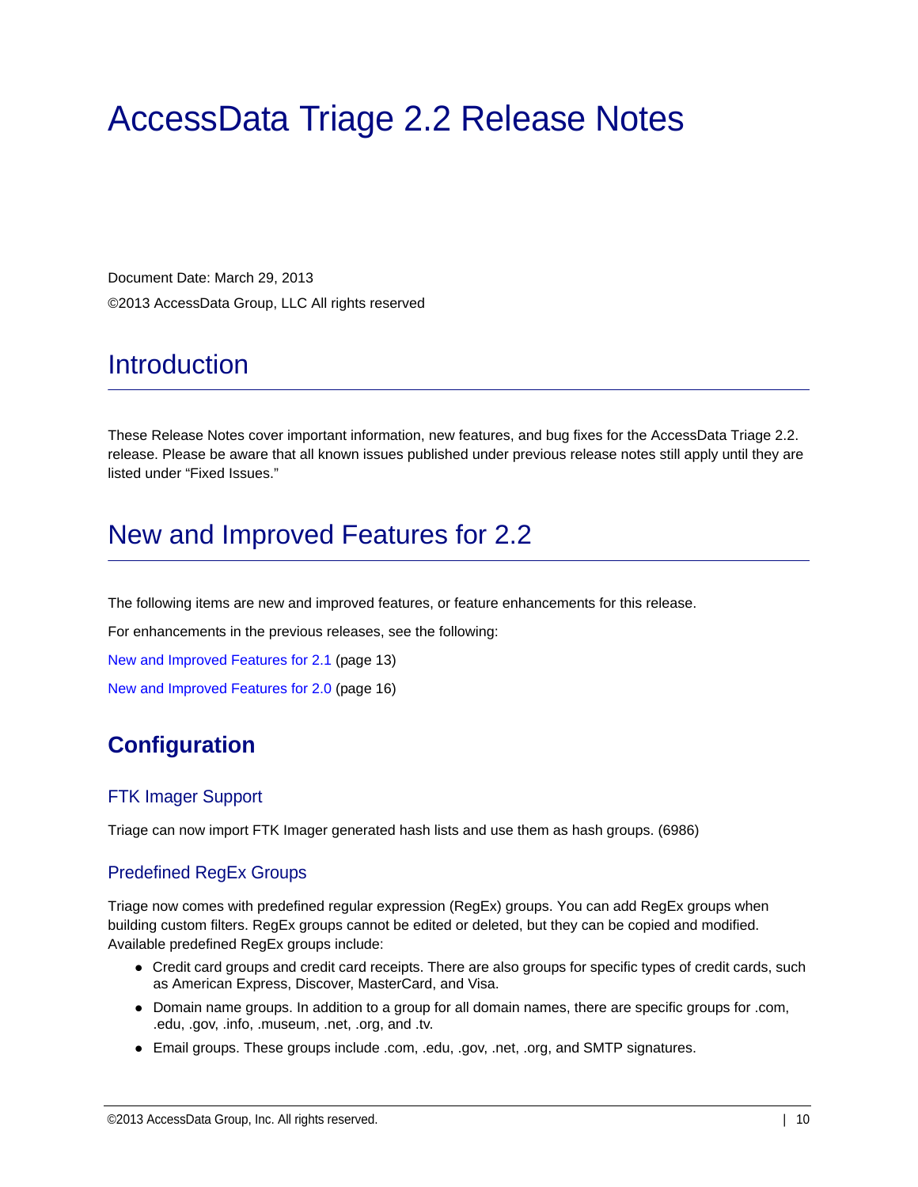# AccessData Triage 2.2 Release Notes

Document Date: March 29, 2013

©2013 AccessData Group, LLC All rights reserved

## Introduction

These Release Notes cover important information, new features, and bug fixes for the AccessData Triage 2.2. release. Please be aware that all known issues published under previous release notes still apply until they are listed under “Fixed Issues.”

## New and Improved Features for 2.2

The following items are new and improved features, or feature enhancements for this release.

For enhancements in the previous releases, see the following:

New and Improved Features for 2.1 (page 13)

New and Improved Features for 2.0 (page 16)

### Configuration

#### FTK Imager Support

Triage can now import FTK Imager generated hash lists and use them as hash groups. (6986)

#### Predefined RegEx Groups

Triage now comes with predefined regular expression (RegEx) groups. You can add RegEx groups when building custom filters. RegEx groups cannot be edited or deleted, but they can be copied and modified. Available predefined RegEx groups include:

- Credit card groups and credit card receipts. There are also groups for specific types of credit cards, such as American Express, Discover, MasterCard, and Visa.
- Domain name groups. In addition to a group for all domain names, there are specific groups for .com, .edu, .gov, .info, .museum, .net, .org, and .tv.
- Email groups. These groups include .com, .edu, .gov, .net, .org, and SMTP signatures.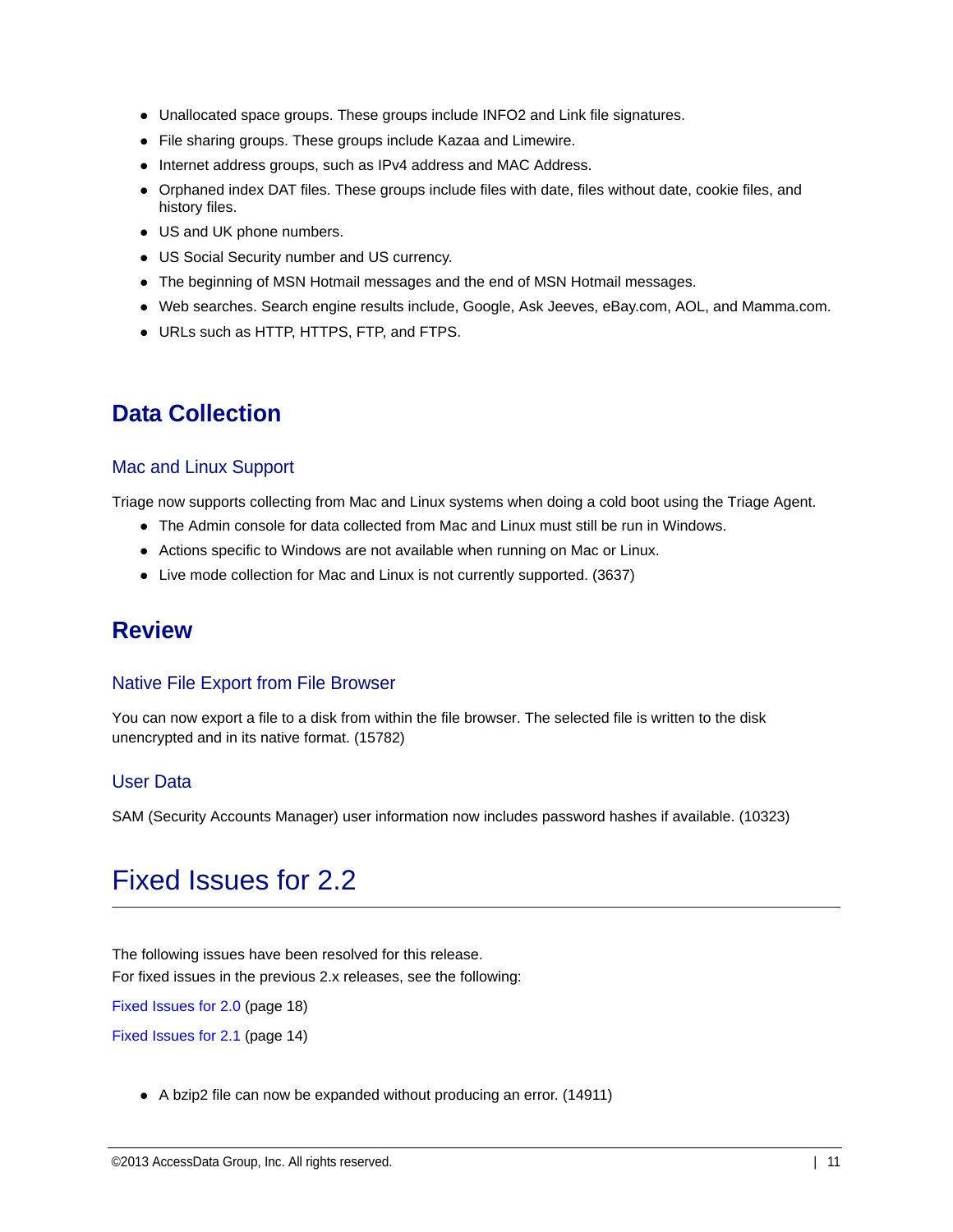- Unallocated space groups. These groups include INFO2 and Link file signatures.
- File sharing groups. These groups include Kazaa and Limewire.
- Internet address groups, such as IPv4 address and MAC Address.
- Orphaned index DAT files. These groups include files with date, files without date, cookie files, and history files.
- US and UK phone numbers.
- US Social Security number and US currency.
- The beginning of MSN Hotmail messages and the end of MSN Hotmail messages.
- Web searches. Search engine results include, Google, Ask Jeeves, eBay.com, AOL, and Mamma.com.
- URLs such as HTTP, HTTPS, FTP, and FTPS.

## Data Collection

### Mac and Linux Support

Triage now supports collecting from Mac and Linux systems when doing a cold boot using the Triage Agent.

- The Admin console for data collected from Mac and Linux must still be run in Windows.
- Actions specific to Windows are not available when running on Mac or Linux.
- Live mode collection for Mac and Linux is not currently supported. (3637)

## Review

### Native File Export from File Browser

You can now export a file to a disk from within the file browser. The selected file is written to the disk unencrypted and in its native format. (15782)

### User Data

SAM (Security Accounts Manager) user information now includes password hashes if available. (10323)

# Fixed Issues for 2.2

The following issues have been resolved for this release.
For fixed issues in the previous 2.x releases, see the following:

Fixed Issues for 2.0 (page 18)

Fixed Issues for 2.1 (page 14)

- A bzip2 file can now be expanded without producing an error. (14911)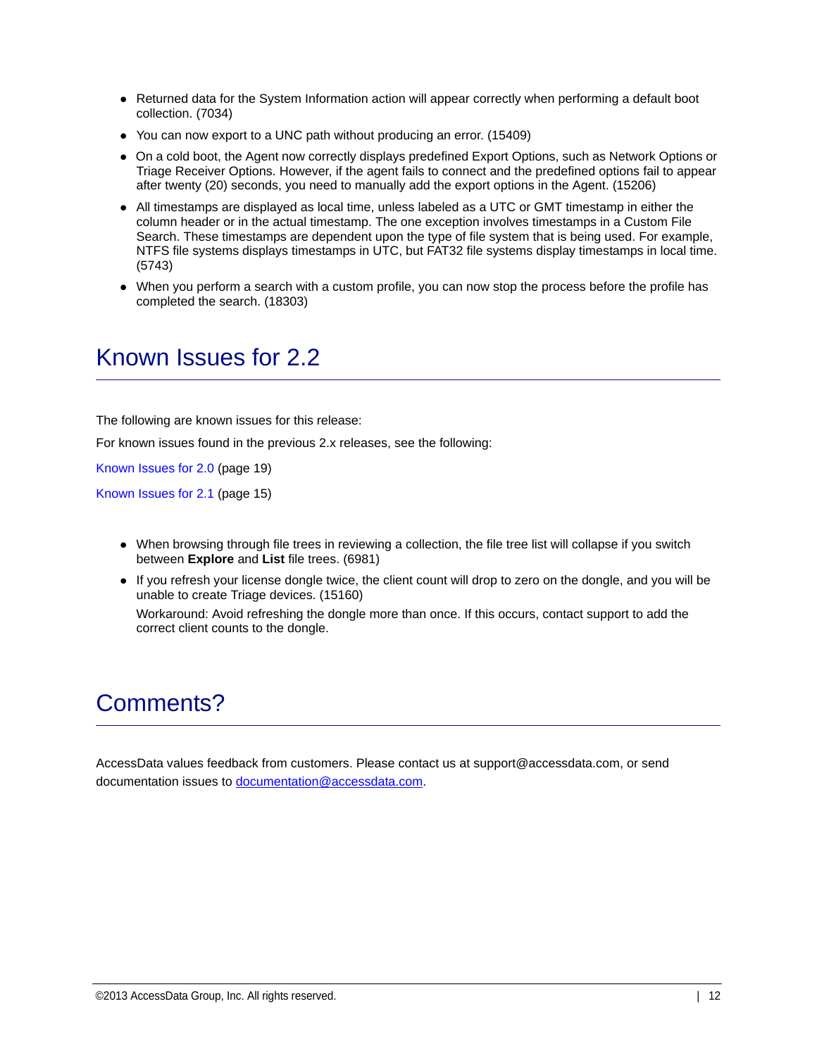- Returned data for the System Information action will appear correctly when performing a default boot collection. (7034)
- You can now export to a UNC path without producing an error. (15409)
- On a cold boot, the Agent now correctly displays predefined Export Options, such as Network Options or Triage Receiver Options. However, if the agent fails to connect and the predefined options fail to appear after twenty (20) seconds, you need to manually add the export options in the Agent. (15206)
- All timestamps are displayed as local time, unless labeled as a UTC or GMT timestamp in either the column header or in the actual timestamp. The one exception involves timestamps in a Custom File Search. These timestamps are dependent upon the type of file system that is being used. For example, NTFS file systems displays timestamps in UTC, but FAT32 file systems display timestamps in local time. (5743)
- When you perform a search with a custom profile, you can now stop the process before the profile has completed the search. (18303)

# Known Issues for 2.2

The following are known issues for this release:

For known issues found in the previous 2.x releases, see the following:

Known Issues for 2.0 (page 19)

Known Issues for 2.1 (page 15)

- When browsing through file trees in reviewing a collection, the file tree list will collapse if you switch between **Explore** and **List** file trees. (6981)
- If you refresh your license dongle twice, the client count will drop to zero on the dongle, and you will be unable to create Triage devices. (15160)

  Workaround: Avoid refreshing the dongle more than once. If this occurs, contact support to add the correct client counts to the dongle.

# Comments?

AccessData values feedback from customers. Please contact us at support@accessdata.com, or send documentation issues to documentation@accessdata.com.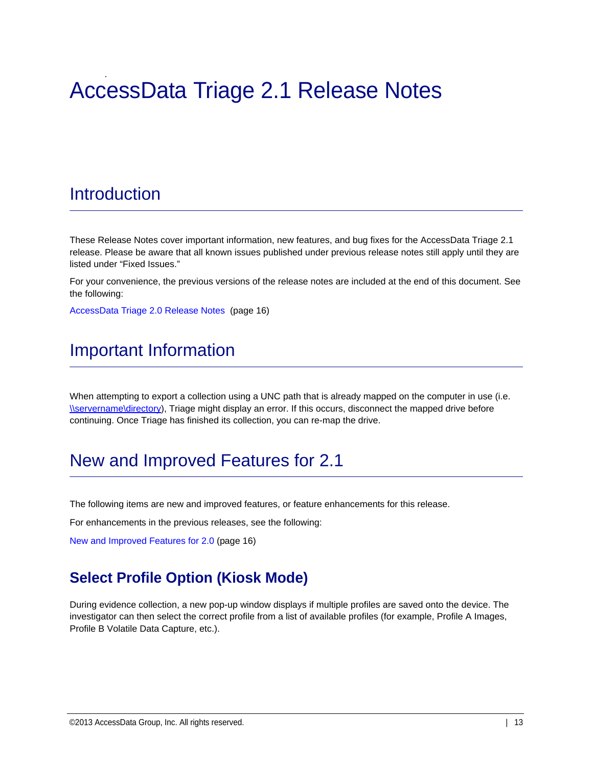# AccessData Triage 2.1 Release Notes

## Introduction

These Release Notes cover important information, new features, and bug fixes for the AccessData Triage 2.1 release. Please be aware that all known issues published under previous release notes still apply until they are listed under “Fixed Issues.”

For your convenience, the previous versions of the release notes are included at the end of this document. See the following:

AccessData Triage 2.0 Release Notes (page 16)

## Important Information

When attempting to export a collection using a UNC path that is already mapped on the computer in use (i.e. \\servername\directory), Triage might display an error. If this occurs, disconnect the mapped drive before continuing. Once Triage has finished its collection, you can re-map the drive.

## New and Improved Features for 2.1

The following items are new and improved features, or feature enhancements for this release.

For enhancements in the previous releases, see the following:

New and Improved Features for 2.0 (page 16)

### Select Profile Option (Kiosk Mode)

During evidence collection, a new pop-up window displays if multiple profiles are saved onto the device. The investigator can then select the correct profile from a list of available profiles (for example, Profile A Images, Profile B Volatile Data Capture, etc.).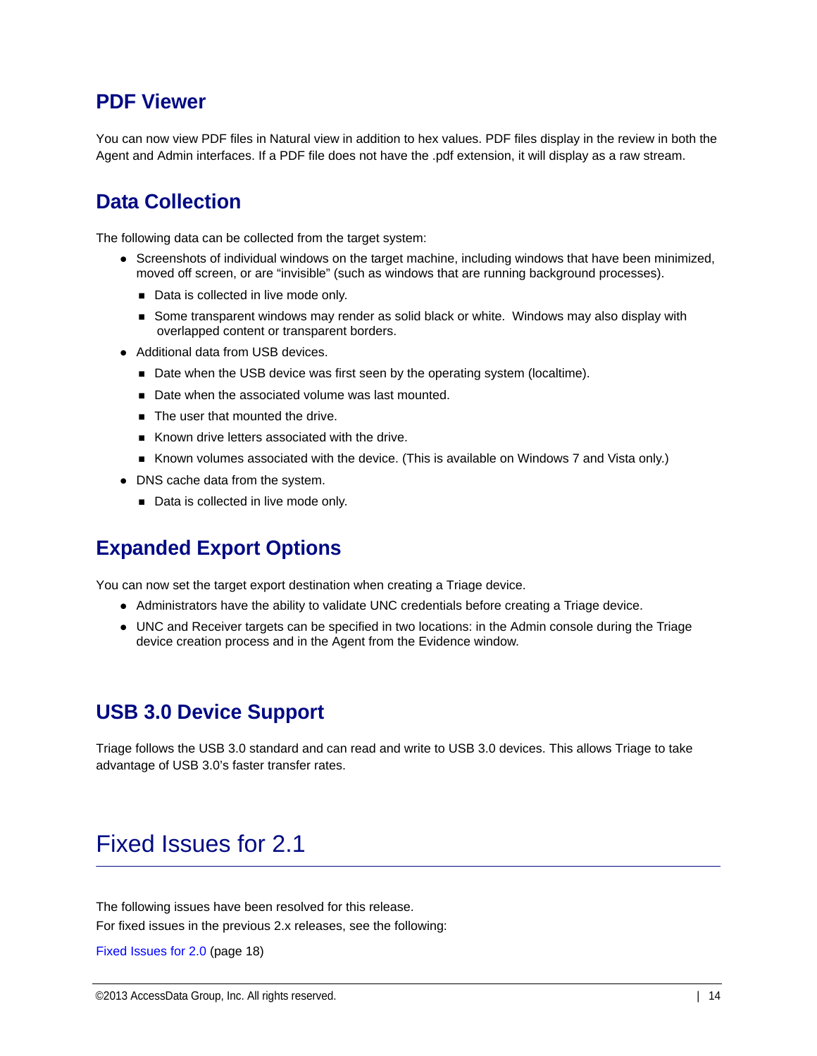## PDF Viewer

You can now view PDF files in Natural view in addition to hex values. PDF files display in the review in both the Agent and Admin interfaces. If a PDF file does not have the .pdf extension, it will display as a raw stream.

## Data Collection

The following data can be collected from the target system:

- Screenshots of individual windows on the target machine, including windows that have been minimized, moved off screen, or are "invisible" (such as windows that are running background processes).
  - Data is collected in live mode only.
  - Some transparent windows may render as solid black or white. Windows may also display with overlapped content or transparent borders.
- Additional data from USB devices.
  - Date when the USB device was first seen by the operating system (localtime).
  - Date when the associated volume was last mounted.
  - The user that mounted the drive.
  - Known drive letters associated with the drive.
  - Known volumes associated with the device. (This is available on Windows 7 and Vista only.)
- DNS cache data from the system.
  - Data is collected in live mode only.

## Expanded Export Options

You can now set the target export destination when creating a Triage device.

- Administrators have the ability to validate UNC credentials before creating a Triage device.
- UNC and Receiver targets can be specified in two locations: in the Admin console during the Triage device creation process and in the Agent from the Evidence window.

## USB 3.0 Device Support

Triage follows the USB 3.0 standard and can read and write to USB 3.0 devices. This allows Triage to take advantage of USB 3.0's faster transfer rates.

# Fixed Issues for 2.1

The following issues have been resolved for this release.

For fixed issues in the previous 2.x releases, see the following:

Fixed Issues for 2.0 (page 18)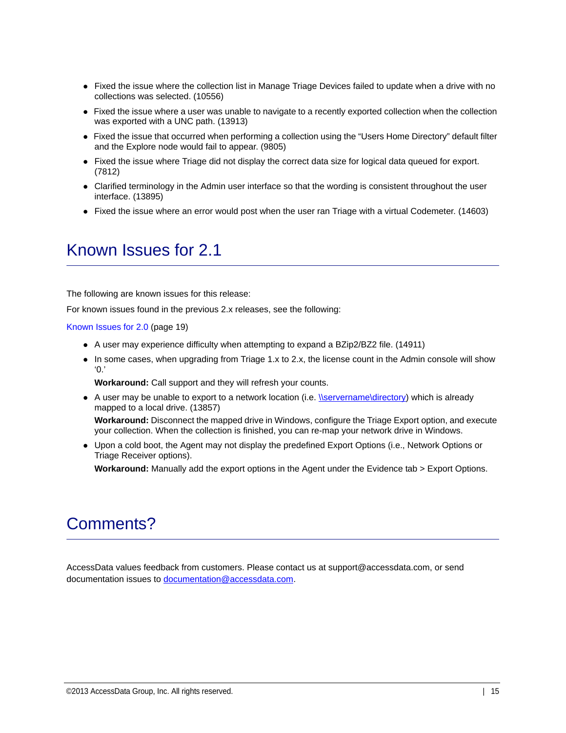- Fixed the issue where the collection list in Manage Triage Devices failed to update when a drive with no collections was selected. (10556)
- Fixed the issue where a user was unable to navigate to a recently exported collection when the collection was exported with a UNC path. (13913)
- Fixed the issue that occurred when performing a collection using the "Users Home Directory" default filter and the Explore node would fail to appear. (9805)
- Fixed the issue where Triage did not display the correct data size for logical data queued for export. (7812)
- Clarified terminology in the Admin user interface so that the wording is consistent throughout the user interface. (13895)
- Fixed the issue where an error would post when the user ran Triage with a virtual Codemeter. (14603)

# Known Issues for 2.1

The following are known issues for this release:

For known issues found in the previous 2.x releases, see the following:

Known Issues for 2.0 (page 19)

- A user may experience difficulty when attempting to expand a BZip2/BZ2 file. (14911)
- In some cases, when upgrading from Triage 1.x to 2.x, the license count in the Admin console will show '0.'

  **Workaround:** Call support and they will refresh your counts.
- A user may be unable to export to a network location (i.e. \\servername\directory) which is already mapped to a local drive. (13857)

  **Workaround:** Disconnect the mapped drive in Windows, configure the Triage Export option, and execute your collection. When the collection is finished, you can re-map your network drive in Windows.
- Upon a cold boot, the Agent may not display the predefined Export Options (i.e., Network Options or Triage Receiver options).

  **Workaround:** Manually add the export options in the Agent under the Evidence tab > Export Options.

# Comments?

AccessData values feedback from customers. Please contact us at support@accessdata.com, or send documentation issues to documentation@accessdata.com.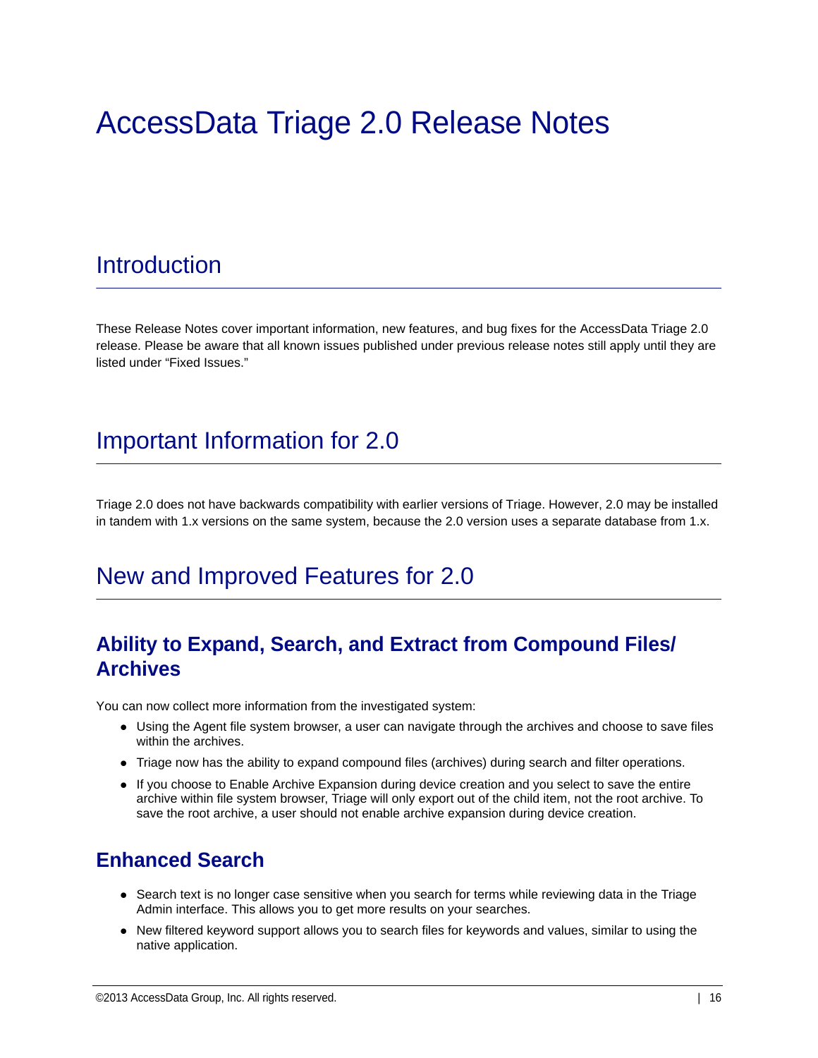# AccessData Triage 2.0 Release Notes

## Introduction

These Release Notes cover important information, new features, and bug fixes for the AccessData Triage 2.0 release. Please be aware that all known issues published under previous release notes still apply until they are listed under "Fixed Issues."

## Important Information for 2.0

Triage 2.0 does not have backwards compatibility with earlier versions of Triage. However, 2.0 may be installed in tandem with 1.x versions on the same system, because the 2.0 version uses a separate database from 1.x.

## New and Improved Features for 2.0

### Ability to Expand, Search, and Extract from Compound Files/ Archives

You can now collect more information from the investigated system:

- Using the Agent file system browser, a user can navigate through the archives and choose to save files within the archives.
- Triage now has the ability to expand compound files (archives) during search and filter operations.
- If you choose to Enable Archive Expansion during device creation and you select to save the entire archive within file system browser, Triage will only export out of the child item, not the root archive. To save the root archive, a user should not enable archive expansion during device creation.

### Enhanced Search

- Search text is no longer case sensitive when you search for terms while reviewing data in the Triage Admin interface. This allows you to get more results on your searches.
- New filtered keyword support allows you to search files for keywords and values, similar to using the native application.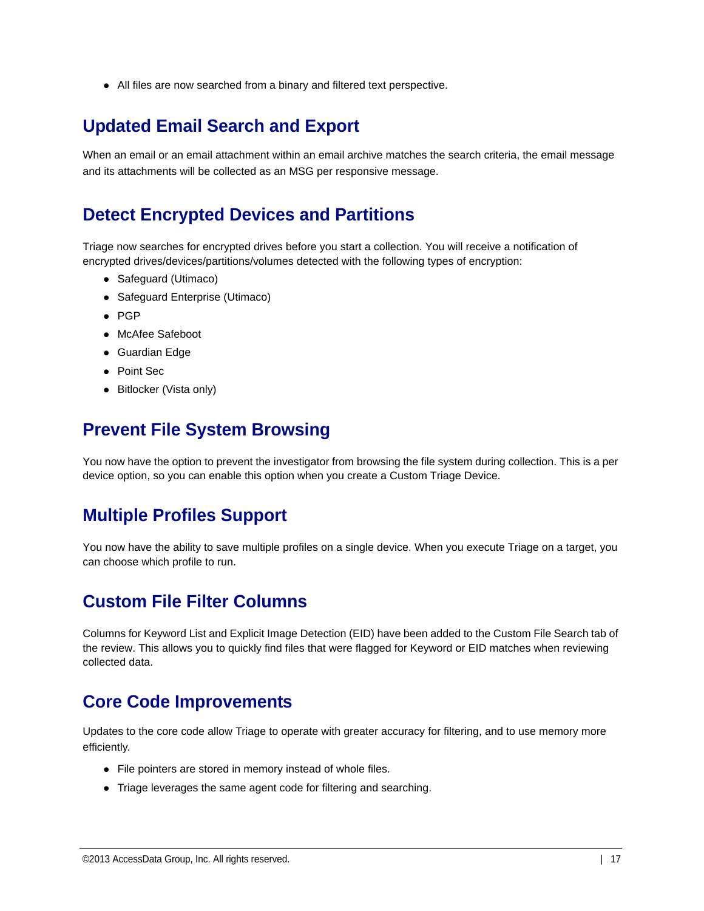- All files are now searched from a binary and filtered text perspective.

## Updated Email Search and Export

When an email or an email attachment within an email archive matches the search criteria, the email message and its attachments will be collected as an MSG per responsive message.

## Detect Encrypted Devices and Partitions

Triage now searches for encrypted drives before you start a collection. You will receive a notification of encrypted drives/devices/partitions/volumes detected with the following types of encryption:

- Safeguard (Utimaco)
- Safeguard Enterprise (Utimaco)
- PGP
- McAfee Safeboot
- Guardian Edge
- Point Sec
- Bitlocker (Vista only)

## Prevent File System Browsing

You now have the option to prevent the investigator from browsing the file system during collection. This is a per device option, so you can enable this option when you create a Custom Triage Device.

## Multiple Profiles Support

You now have the ability to save multiple profiles on a single device. When you execute Triage on a target, you can choose which profile to run.

## Custom File Filter Columns

Columns for Keyword List and Explicit Image Detection (EID) have been added to the Custom File Search tab of the review. This allows you to quickly find files that were flagged for Keyword or EID matches when reviewing collected data.

## Core Code Improvements

Updates to the core code allow Triage to operate with greater accuracy for filtering, and to use memory more efficiently.

- File pointers are stored in memory instead of whole files.
- Triage leverages the same agent code for filtering and searching.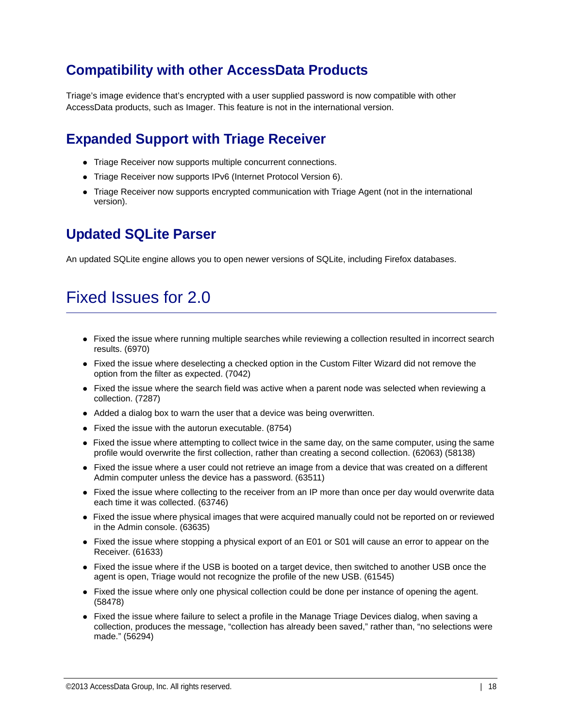## Compatibility with other AccessData Products

Triage's image evidence that's encrypted with a user supplied password is now compatible with other AccessData products, such as Imager. This feature is not in the international version.

## Expanded Support with Triage Receiver

- Triage Receiver now supports multiple concurrent connections.
- Triage Receiver now supports IPv6 (Internet Protocol Version 6).
- Triage Receiver now supports encrypted communication with Triage Agent (not in the international version).

## Updated SQLite Parser

An updated SQLite engine allows you to open newer versions of SQLite, including Firefox databases.

# Fixed Issues for 2.0

- Fixed the issue where running multiple searches while reviewing a collection resulted in incorrect search results. (6970)
- Fixed the issue where deselecting a checked option in the Custom Filter Wizard did not remove the option from the filter as expected. (7042)
- Fixed the issue where the search field was active when a parent node was selected when reviewing a collection. (7287)
- Added a dialog box to warn the user that a device was being overwritten.
- Fixed the issue with the autorun executable. (8754)
- Fixed the issue where attempting to collect twice in the same day, on the same computer, using the same profile would overwrite the first collection, rather than creating a second collection. (62063) (58138)
- Fixed the issue where a user could not retrieve an image from a device that was created on a different Admin computer unless the device has a password. (63511)
- Fixed the issue where collecting to the receiver from an IP more than once per day would overwrite data each time it was collected. (63746)
- Fixed the issue where physical images that were acquired manually could not be reported on or reviewed in the Admin console. (63635)
- Fixed the issue where stopping a physical export of an E01 or S01 will cause an error to appear on the Receiver. (61633)
- Fixed the issue where if the USB is booted on a target device, then switched to another USB once the agent is open, Triage would not recognize the profile of the new USB. (61545)
- Fixed the issue where only one physical collection could be done per instance of opening the agent. (58478)
- Fixed the issue where failure to select a profile in the Manage Triage Devices dialog, when saving a collection, produces the message, "collection has already been saved," rather than, "no selections were made." (56294)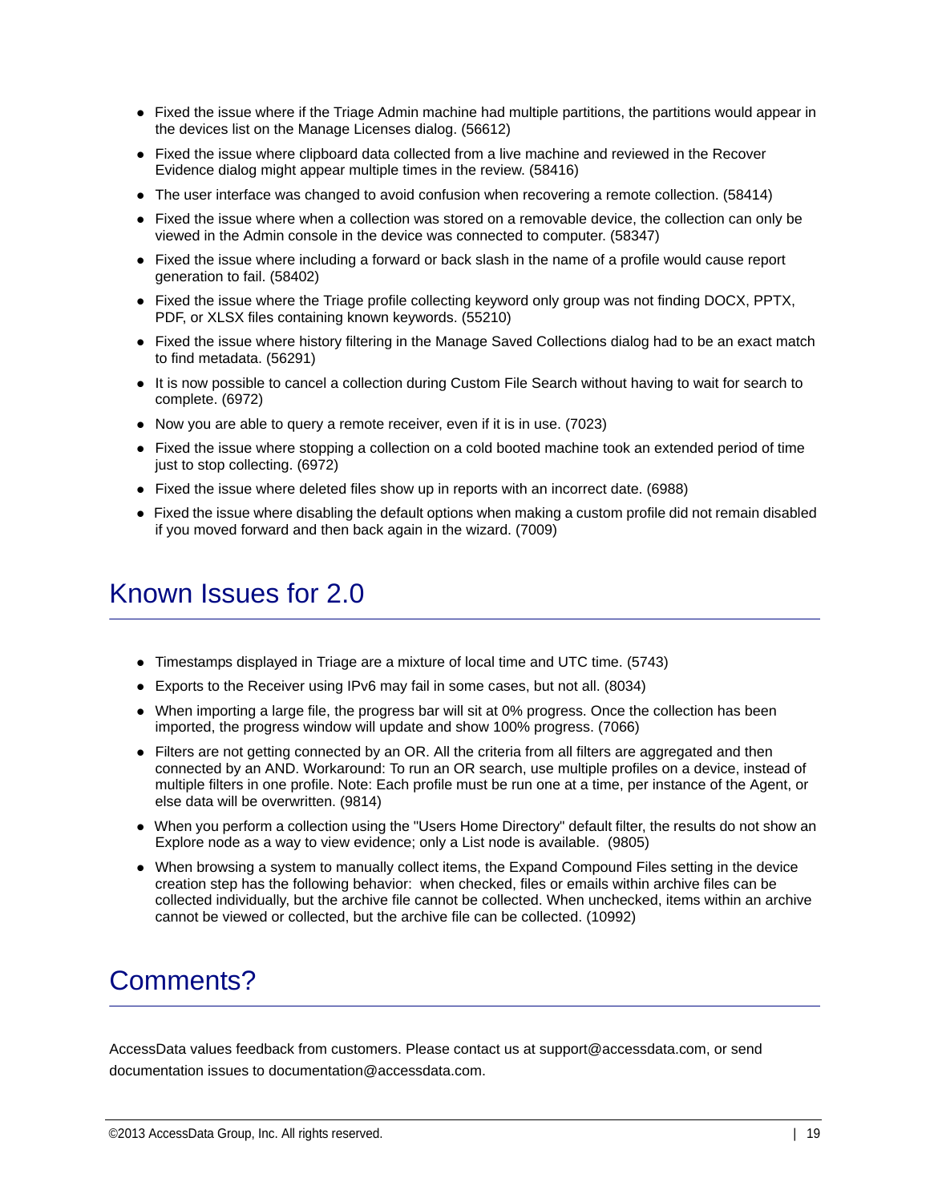- Fixed the issue where if the Triage Admin machine had multiple partitions, the partitions would appear in the devices list on the Manage Licenses dialog. (56612)
- Fixed the issue where clipboard data collected from a live machine and reviewed in the Recover Evidence dialog might appear multiple times in the review. (58416)
- The user interface was changed to avoid confusion when recovering a remote collection. (58414)
- Fixed the issue where when a collection was stored on a removable device, the collection can only be viewed in the Admin console in the device was connected to computer. (58347)
- Fixed the issue where including a forward or back slash in the name of a profile would cause report generation to fail. (58402)
- Fixed the issue where the Triage profile collecting keyword only group was not finding DOCX, PPTX, PDF, or XLSX files containing known keywords. (55210)
- Fixed the issue where history filtering in the Manage Saved Collections dialog had to be an exact match to find metadata. (56291)
- It is now possible to cancel a collection during Custom File Search without having to wait for search to complete. (6972)
- Now you are able to query a remote receiver, even if it is in use. (7023)
- Fixed the issue where stopping a collection on a cold booted machine took an extended period of time just to stop collecting. (6972)
- Fixed the issue where deleted files show up in reports with an incorrect date. (6988)
- Fixed the issue where disabling the default options when making a custom profile did not remain disabled if you moved forward and then back again in the wizard. (7009)

# Known Issues for 2.0

- Timestamps displayed in Triage are a mixture of local time and UTC time. (5743)
- Exports to the Receiver using IPv6 may fail in some cases, but not all. (8034)
- When importing a large file, the progress bar will sit at 0% progress. Once the collection has been imported, the progress window will update and show 100% progress. (7066)
- Filters are not getting connected by an OR. All the criteria from all filters are aggregated and then connected by an AND. Workaround: To run an OR search, use multiple profiles on a device, instead of multiple filters in one profile. Note: Each profile must be run one at a time, per instance of the Agent, or else data will be overwritten. (9814)
- When you perform a collection using the "Users Home Directory" default filter, the results do not show an Explore node as a way to view evidence; only a List node is available. (9805)
- When browsing a system to manually collect items, the Expand Compound Files setting in the device creation step has the following behavior: when checked, files or emails within archive files can be collected individually, but the archive file cannot be collected. When unchecked, items within an archive cannot be viewed or collected, but the archive file can be collected. (10992)

# Comments?

AccessData values feedback from customers. Please contact us at support@accessdata.com, or send documentation issues to documentation@accessdata.com.